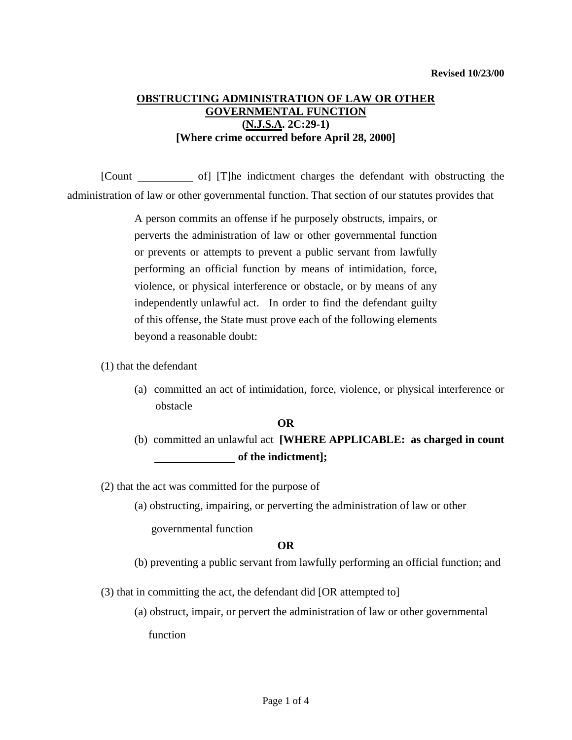**Revised 10/23/00**

# OBSTRUCTING ADMINISTRATION OF LAW OR OTHER GOVERNMENTAL FUNCTION
## (N.J.S.A. 2C:29-1)
## [Where crime occurred before April 28, 2000]

[Count __________ of] [T]he indictment charges the defendant with obstructing the administration of law or other governmental function. That section of our statutes provides that

> A person commits an offense if he purposely obstructs, impairs, or perverts the administration of law or other governmental function or prevents or attempts to prevent a public servant from lawfully performing an official function by means of intimidation, force, violence, or physical interference or obstacle, or by means of any independently unlawful act. In order to find the defendant guilty of this offense, the State must prove each of the following elements beyond a reasonable doubt:

(1) that the defendant

(a) committed an act of intimidation, force, violence, or physical interference or obstacle

**OR**

(b) committed an unlawful act **[WHERE APPLICABLE: as charged in count ______________ of the indictment];**

(2) that the act was committed for the purpose of

(a) obstructing, impairing, or perverting the administration of law or other governmental function

**OR**

(b) preventing a public servant from lawfully performing an official function; and

(3) that in committing the act, the defendant did [OR attempted to]

(a) obstruct, impair, or pervert the administration of law or other governmental function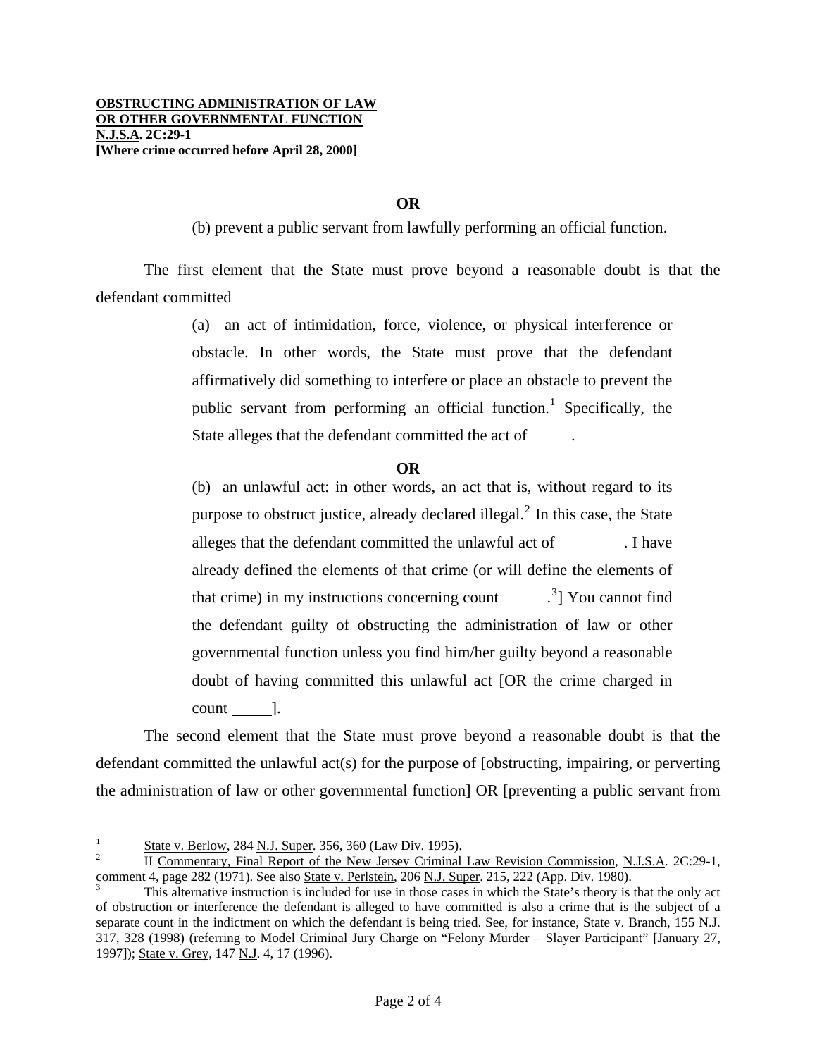**OBSTRUCTING ADMINISTRATION OF LAW**
**OR OTHER GOVERNMENTAL FUNCTION**
**N.J.S.A. 2C:29-1**
**[Where crime occurred before April 28, 2000]**

**OR**

(b) prevent a public servant from lawfully performing an official function.

The first element that the State must prove beyond a reasonable doubt is that the defendant committed

> (a) an act of intimidation, force, violence, or physical interference or obstacle. In other words, the State must prove that the defendant affirmatively did something to interfere or place an obstacle to prevent the public servant from performing an official function.[1] Specifically, the State alleges that the defendant committed the act of _____.
>
> **OR**
>
> (b) an unlawful act: in other words, an act that is, without regard to its purpose to obstruct justice, already declared illegal.[2] In this case, the State alleges that the defendant committed the unlawful act of ________. I have already defined the elements of that crime (or will define the elements of that crime) in my instructions concerning count ______.[3]] You cannot find the defendant guilty of obstructing the administration of law or other governmental function unless you find him/her guilty beyond a reasonable doubt of having committed this unlawful act [OR the crime charged in count _____].

The second element that the State must prove beyond a reasonable doubt is that the defendant committed the unlawful act(s) for the purpose of [obstructing, impairing, or perverting the administration of law or other governmental function] OR [preventing a public servant from

---

[1] State v. Berlow, 284 N.J. Super. 356, 360 (Law Div. 1995).

[2] II Commentary, Final Report of the New Jersey Criminal Law Revision Commission, N.J.S.A. 2C:29-1, comment 4, page 282 (1971). See also State v. Perlstein, 206 N.J. Super. 215, 222 (App. Div. 1980).

[3] This alternative instruction is included for use in those cases in which the State's theory is that the only act of obstruction or interference the defendant is alleged to have committed is also a crime that is the subject of a separate count in the indictment on which the defendant is being tried. See, for instance, State v. Branch, 155 N.J. 317, 328 (1998) (referring to Model Criminal Jury Charge on "Felony Murder – Slayer Participant" [January 27, 1997]); State v. Grey, 147 N.J. 4, 17 (1996).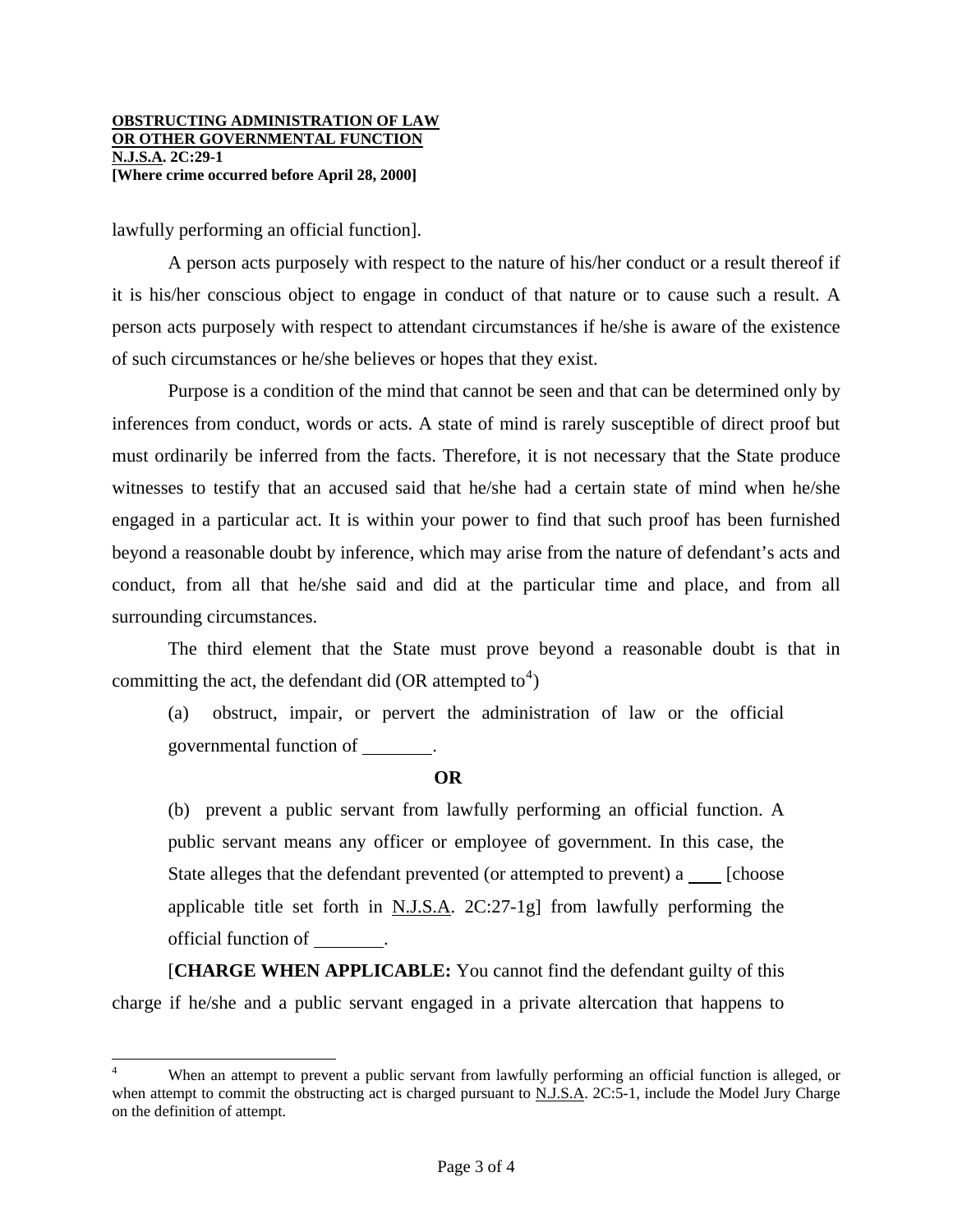lawfully performing an official function].

A person acts purposely with respect to the nature of his/her conduct or a result thereof if it is his/her conscious object to engage in conduct of that nature or to cause such a result. A person acts purposely with respect to attendant circumstances if he/she is aware of the existence of such circumstances or he/she believes or hopes that they exist.

Purpose is a condition of the mind that cannot be seen and that can be determined only by inferences from conduct, words or acts. A state of mind is rarely susceptible of direct proof but must ordinarily be inferred from the facts. Therefore, it is not necessary that the State produce witnesses to testify that an accused said that he/she had a certain state of mind when he/she engaged in a particular act. It is within your power to find that such proof has been furnished beyond a reasonable doubt by inference, which may arise from the nature of defendant's acts and conduct, from all that he/she said and did at the particular time and place, and from all surrounding circumstances.

The third element that the State must prove beyond a reasonable doubt is that in committing the act, the defendant did (OR attempted to[4])

> (a) obstruct, impair, or pervert the administration of law or the official governmental function of ________.
>
> **OR**
>
> (b) prevent a public servant from lawfully performing an official function. A public servant means any officer or employee of government. In this case, the State alleges that the defendant prevented (or attempted to prevent) a ____ [choose applicable title set forth in N.J.S.A. 2C:27-1g] from lawfully performing the official function of ________.

[**CHARGE WHEN APPLICABLE:** You cannot find the defendant guilty of this charge if he/she and a public servant engaged in a private altercation that happens to

---

[4] When an attempt to prevent a public servant from lawfully performing an official function is alleged, or when attempt to commit the obstructing act is charged pursuant to N.J.S.A. 2C:5-1, include the Model Jury Charge on the definition of attempt.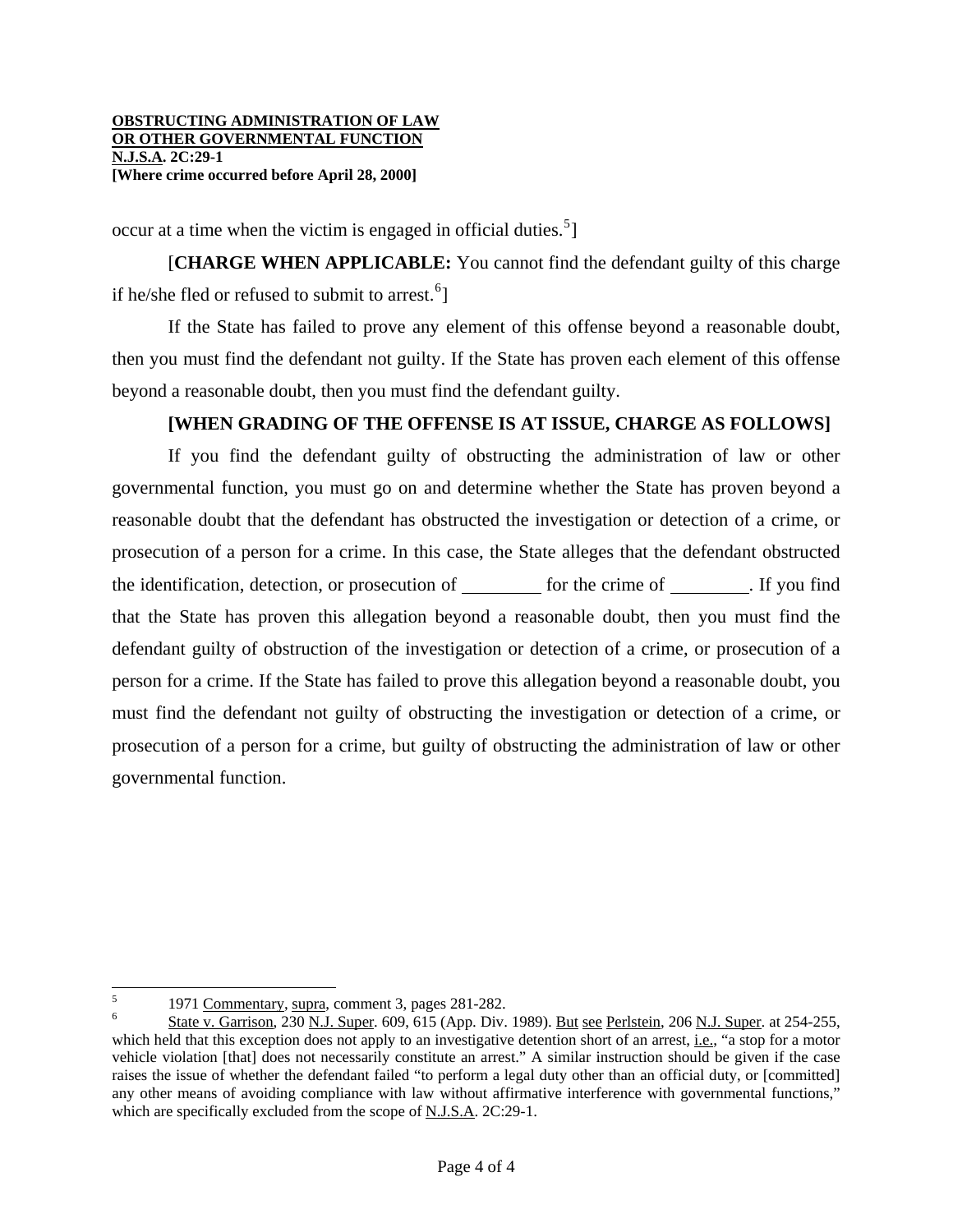occur at a time when the victim is engaged in official duties.[5]]

[**CHARGE WHEN APPLICABLE:** You cannot find the defendant guilty of this charge if he/she fled or refused to submit to arrest.[6]]

If the State has failed to prove any element of this offense beyond a reasonable doubt, then you must find the defendant not guilty. If the State has proven each element of this offense beyond a reasonable doubt, then you must find the defendant guilty.

**[WHEN GRADING OF THE OFFENSE IS AT ISSUE, CHARGE AS FOLLOWS]**

If you find the defendant guilty of obstructing the administration of law or other governmental function, you must go on and determine whether the State has proven beyond a reasonable doubt that the defendant has obstructed the investigation or detection of a crime, or prosecution of a person for a crime. In this case, the State alleges that the defendant obstructed the identification, detection, or prosecution of ________ for the crime of ________. If you find that the State has proven this allegation beyond a reasonable doubt, then you must find the defendant guilty of obstruction of the investigation or detection of a crime, or prosecution of a person for a crime. If the State has failed to prove this allegation beyond a reasonable doubt, you must find the defendant not guilty of obstructing the investigation or detection of a crime, or prosecution of a person for a crime, but guilty of obstructing the administration of law or other governmental function.

---

[5] 1971 Commentary, supra, comment 3, pages 281-282.

[6] State v. Garrison, 230 N.J. Super. 609, 615 (App. Div. 1989). But see Perlstein, 206 N.J. Super. at 254-255, which held that this exception does not apply to an investigative detention short of an arrest, i.e., "a stop for a motor vehicle violation [that] does not necessarily constitute an arrest." A similar instruction should be given if the case raises the issue of whether the defendant failed "to perform a legal duty other than an official duty, or [committed] any other means of avoiding compliance with law without affirmative interference with governmental functions," which are specifically excluded from the scope of N.J.S.A. 2C:29-1.